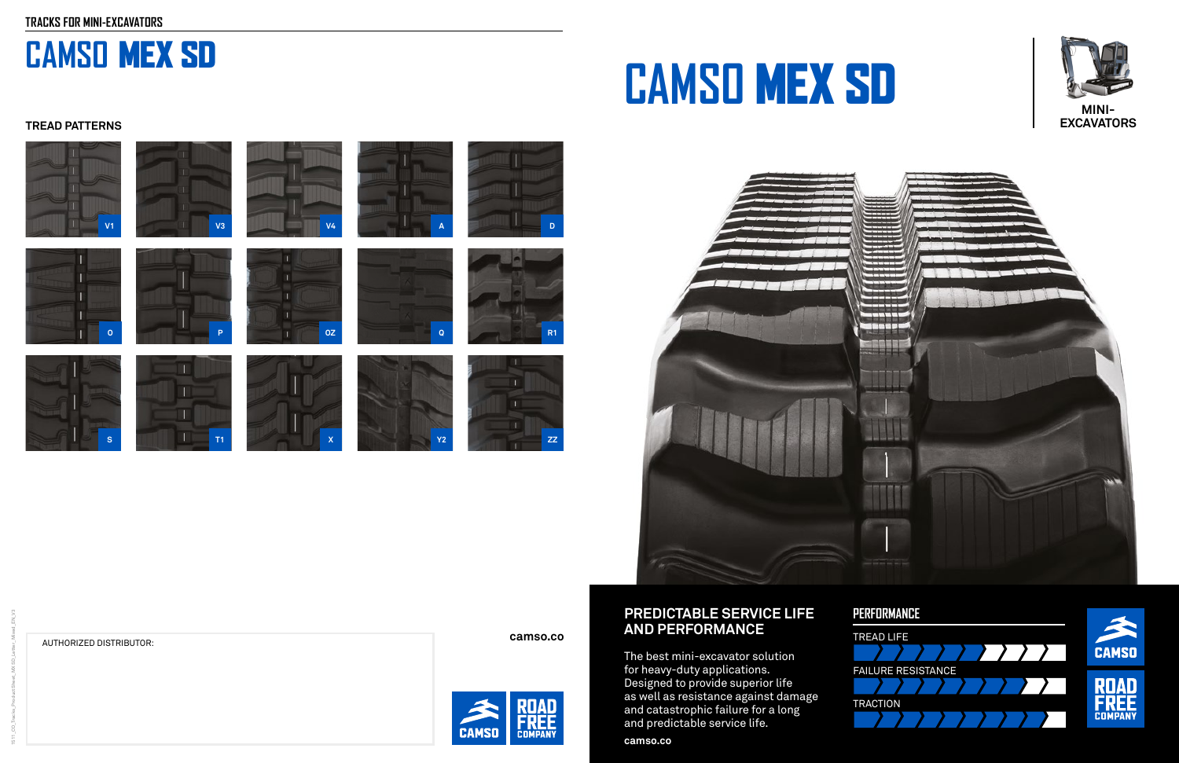TRACKS FOR MINI-EXCAVATORS

# CAMSO MEX SD

### TREAD PATTERNS

V1, V3, V4, A, D

O, P, OZ, Q, R1

S, T1, X, Y2, ZZ

AUTHORIZED DISTRIBUTOR:

camso.co

# CAMSO MEX SD

MINI-EXCAVATORS

## PREDICTABLE SERVICE LIFE AND PERFORMANCE

The best mini-excavator solution for heavy-duty applications. Designed to provide superior life as well as resistance against damage and catastrophic failure for a long and predictable service life.

camso.co

### PERFORMANCE

TREAD LIFE

FAILURE RESISTANCE

TRACTION

CAMSO

ROAD FREE COMPANY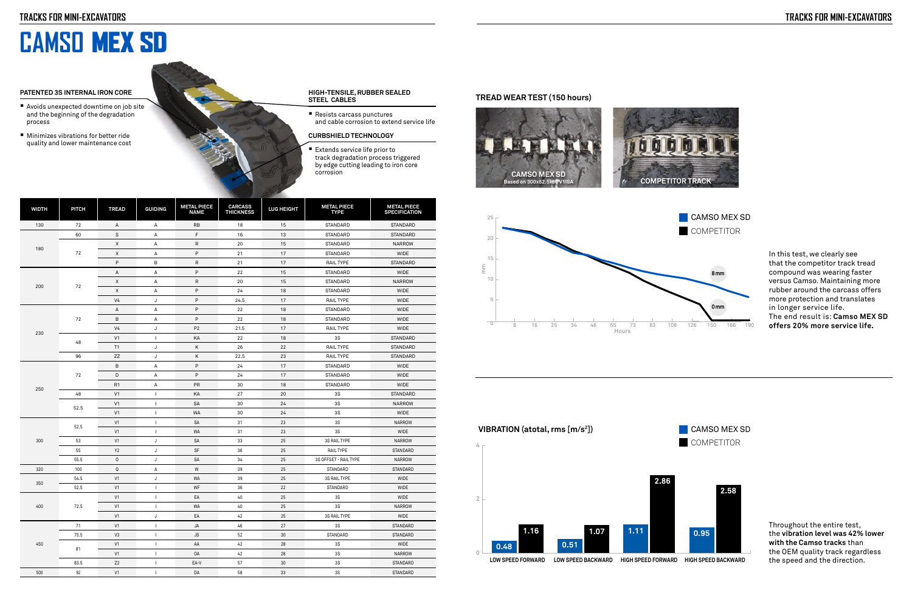# CAMSO MEX SD

**PATENTED 3S INTERNAL IRON CORE**

- Avoids unexpected downtime on job site and the beginning of the degradation process
- Minimizes vibrations for better ride quality and lower maintenance cost

**HIGH-TENSILE, RUBBER SEALED STEEL CABLES**

- Resists carcass punctures and cable corrosion to extend service life

**CURBSHIELD TECHNOLOGY**

- Extends service life prior to track degradation process triggered by edge cutting leading to iron core corrosion

| WIDTH | PITCH | TREAD | GUIDING | METAL PIECE NAME | CARCASS THICKNESS | LUG HEIGHT | METAL PIECE TYPE | METAL PIECE SPECIFICATION |
|---|---|---|---|---|---|---|---|---|
| 130 | 72 | A | A | RB | 18 | 15 | STANDARD | STANDARD |
| 180 | 60 | S | A | F | 16 | 13 | STANDARD | STANDARD |
| | 72 | X | A | R | 20 | 15 | STANDARD | NARROW |
| | | X | A | P | 21 | 17 | STANDARD | WIDE |
| | | P | B | R | 21 | 17 | RAIL TYPE | STANDARD |
| 200 | 72 | A | A | P | 22 | 15 | STANDARD | WIDE |
| | | X | A | R | 20 | 15 | STANDARD | NARROW |
| | | X | A | P | 24 | 18 | STANDARD | WIDE |
| | | V4 | J | P | 24.5 | 17 | RAIL TYPE | WIDE |
| 230 | 72 | A | A | P | 22 | 18 | STANDARD | WIDE |
| | | B | A | P | 22 | 18 | STANDARD | WIDE |
| | | V4 | J | P2 | 21.5 | 17 | RAIL TYPE | WIDE |
| | 48 | V1 | I | KA | 22 | 18 | 3S | STANDARD |
| | | T1 | J | K | 26 | 22 | RAIL TYPE | STANDARD |
| | 96 | ZZ | J | K | 22.5 | 23 | RAIL TYPE | STANDARD |
| 250 | 72 | B | A | P | 24 | 17 | STANDARD | WIDE |
| | | D | A | P | 24 | 17 | STANDARD | WIDE |
| | | R1 | A | PR | 30 | 18 | STANDARD | WIDE |
| | 48 | V1 | I | KA | 27 | 20 | 3S | STANDARD |
| | 52.5 | V1 | I | SA | 30 | 24 | 3S | NARROW |
| | | V1 | I | WA | 30 | 24 | 3S | WIDE |
| 300 | 52.5 | V1 | I | SA | 31 | 23 | 3S | NARROW |
| | | V1 | I | WA | 31 | 23 | 3S | WIDE |
| | 53 | V1 | J | SA | 33 | 25 | 3S RAIL TYPE | NARROW |
| | 55 | Y2 | J | SF | 36 | 25 | RAIL TYPE | STANDARD |
| | 55.5 | O | J | SA | 34 | 25 | 3S OFFSET - RAIL TYPE | NARROW |
| 320 | 100 | Q | A | W | 39 | 25 | STANDARD | STANDARD |
| 350 | 54.5 | V1 | J | WA | 39 | 25 | 3S RAIL TYPE | WIDE |
| | 52.5 | V1 | I | WF | 36 | 22 | STANDARD | WIDE |
| 400 | 72.5 | V1 | I | EA | 40 | 25 | 3S | WIDE |
| | | V1 | I | WA | 40 | 25 | 3S | NARROW |
| | | V1 | J | EA | 42 | 25 | 3S RAIL TYPE | WIDE |
| 450 | 71 | V1 | I | JA | 46 | 27 | 3S | STANDARD |
| | 75.5 | V3 | I | JS | 52 | 30 | STANDARD | STANDARD |
| | 81 | V1 | I | AA | 42 | 28 | 3S | WIDE |
| | | V1 | I | OA | 42 | 28 | 3S | NARROW |
| | 83.5 | Z2 | I | EA-V | 57 | 30 | 3S | STANDARD |
| 500 | 92 | V1 | I | DA | 58 | 33 | 3S | STANDARD |

## TREAD WEAR TEST (150 hours)

CAMSO MEX SD
Based on 300x52.5x80V1ISA

COMPETITOR TRACK

CAMSO MEX SD
COMPETITOR

25
20
15
10
5
0
mm

8mm
0mm

8 16 25 34 46 55 73 83 108 126 150 166 190
Hours

In this test, we clearly see that the competitor track tread compound was wearing faster versus Camso. Maintaining more rubber around the carcass offers more protection and translates in longer service life.
The end result is: **Camso MEX SD offers 20% more service life.**

## VIBRATION (atotal, rms [m/s²])

CAMSO MEX SD
COMPETITOR

4
2
0

0.48 1.16 — LOW SPEED FORWARD
0.51 1.07 — LOW SPEED BACKWARD
1.11 2.86 — HIGH SPEED FORWARD
0.95 2.58 — HIGH SPEED BACKWARD

Throughout the entire test, the **vibration level was 42% lower with the Camso tracks** than the OEM quality track regardless the speed and the direction.